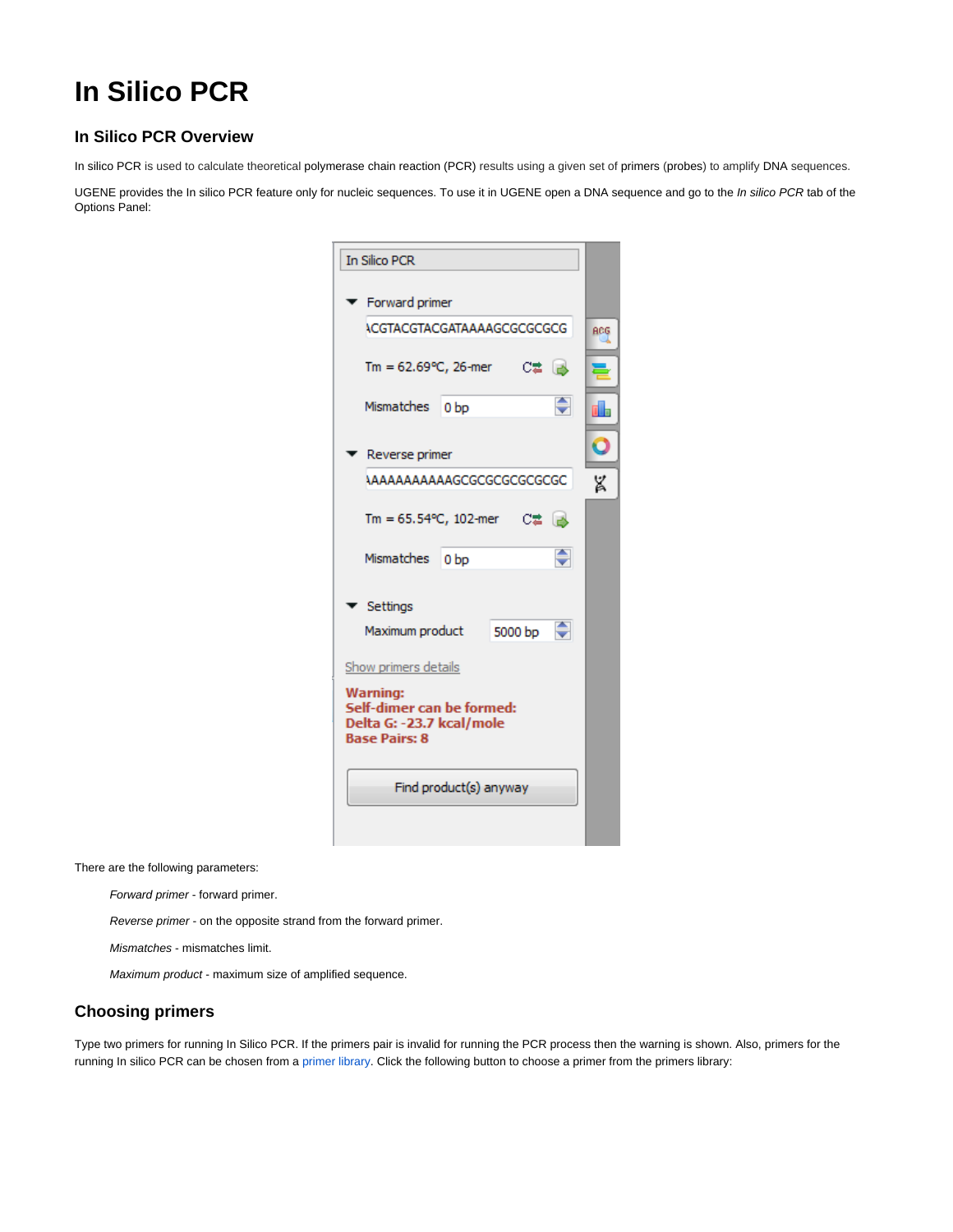# In Silico PCR

## In Silico PCR Overview

In silico PCR is used to calculate theoretical polymerase chain reaction (PCR) results using a given set of primers (probes) to amplify DNA sequences.

UGENE provides the In silico PCR feature only for nucleic sequences. To use it in UGENE open a DNA sequence and go to the *In silico PCR* tab of the Options Panel:

There are the following parameters:

*Forward primer* - forward primer.

*Reverse primer* - on the opposite strand from the forward primer.

*Mismatches* - mismatches limit.

*Maximum product* - maximum size of amplified sequence.

## Choosing primers

Type two primers for running In Silico PCR. If the primers pair is invalid for running the PCR process then the warning is shown. Also, primers for the running In silico PCR can be chosen from a primer library. Click the following button to choose a primer from the primers library: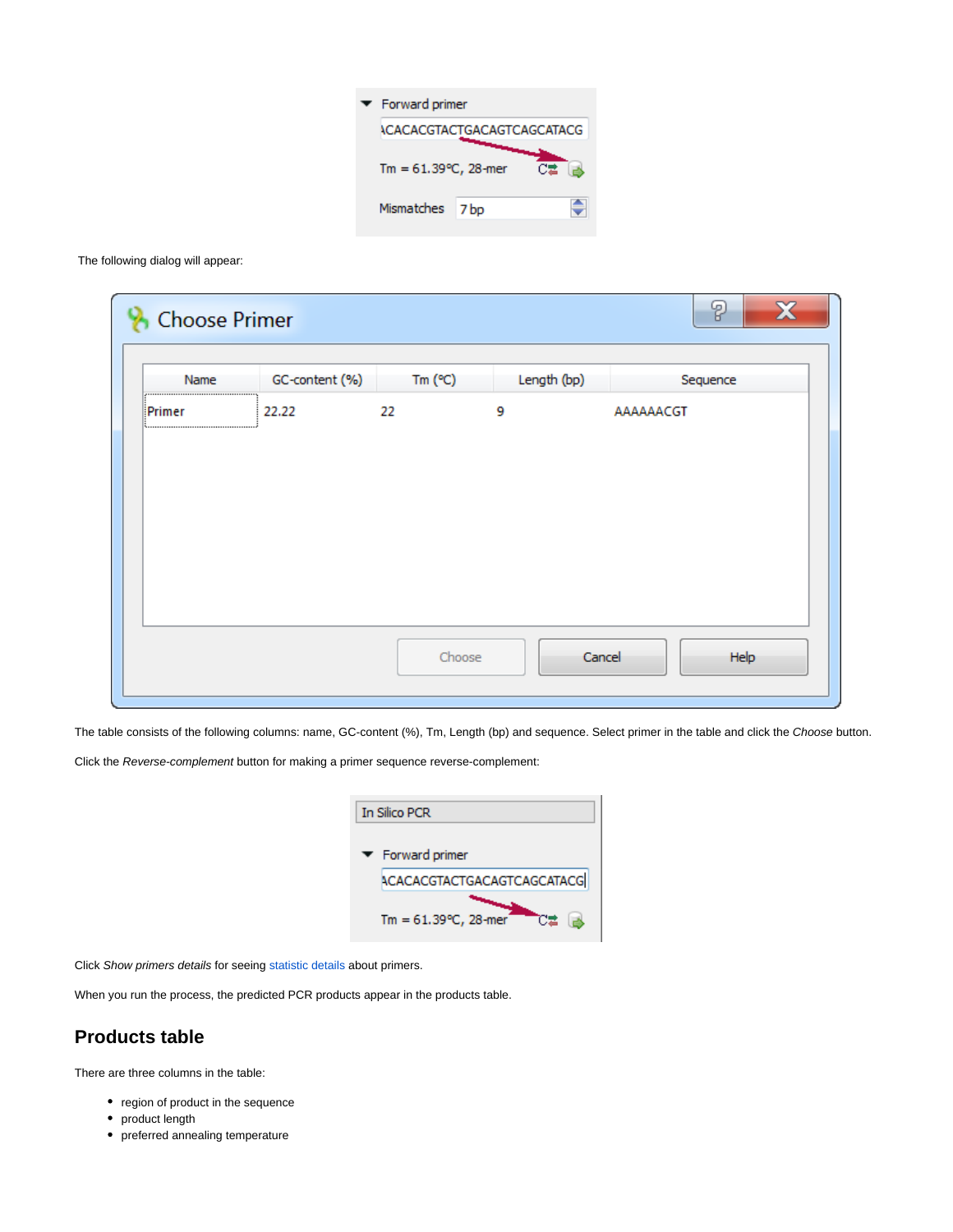The following dialog will appear:

The table consists of the following columns: name, GC-content (%), Tm, Length (bp) and sequence. Select primer in the table and click the *Choose* button.

Click the *Reverse-complement* button for making a primer sequence reverse-complement:

Click *Show primers details* for seeing statistic details about primers.

When you run the process, the predicted PCR products appear in the products table.

## Products table

There are three columns in the table:

- region of product in the sequence
- product length
- preferred annealing temperature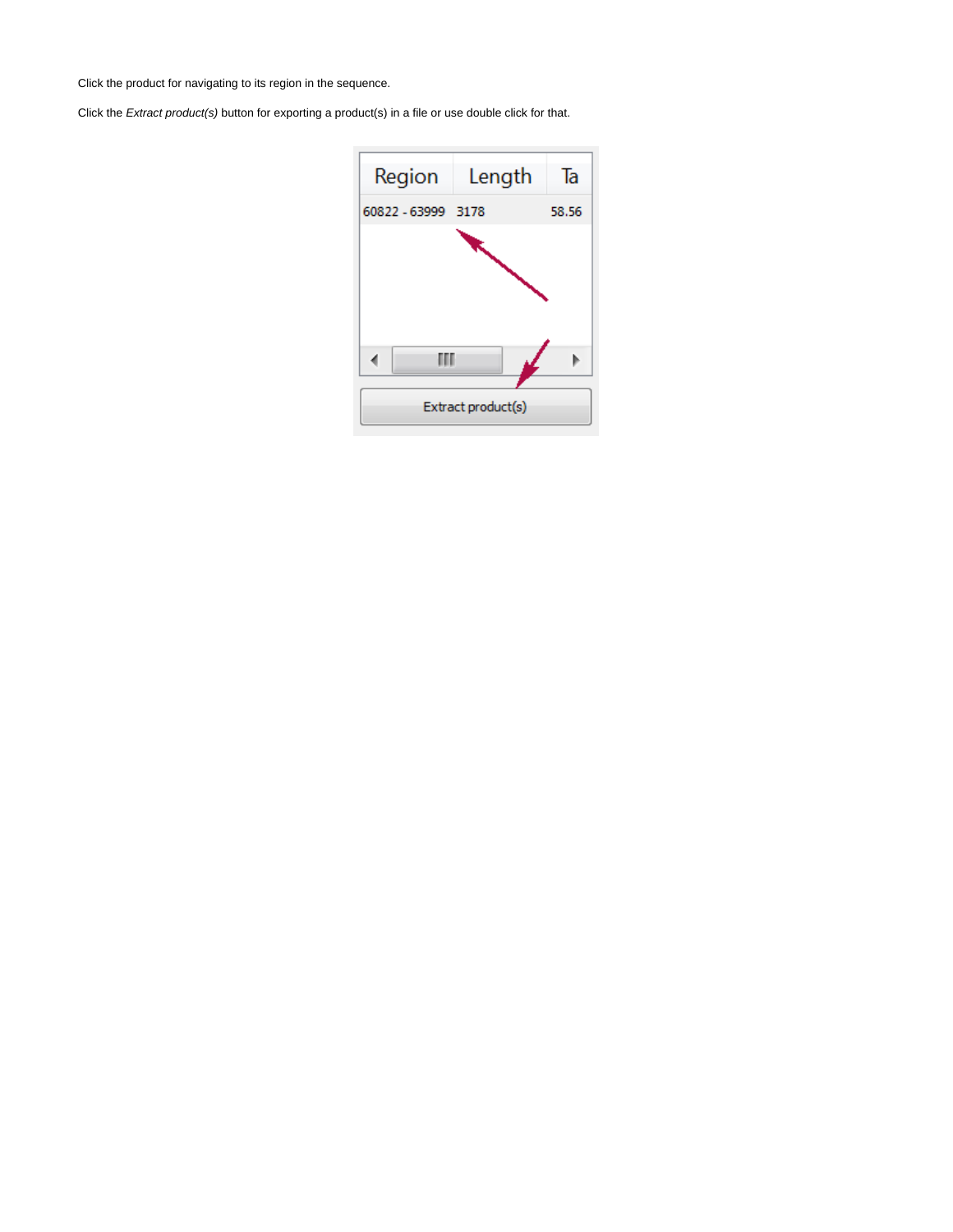Click the product for navigating to its region in the sequence.

Click the *Extract product(s)* button for exporting a product(s) in a file or use double click for that.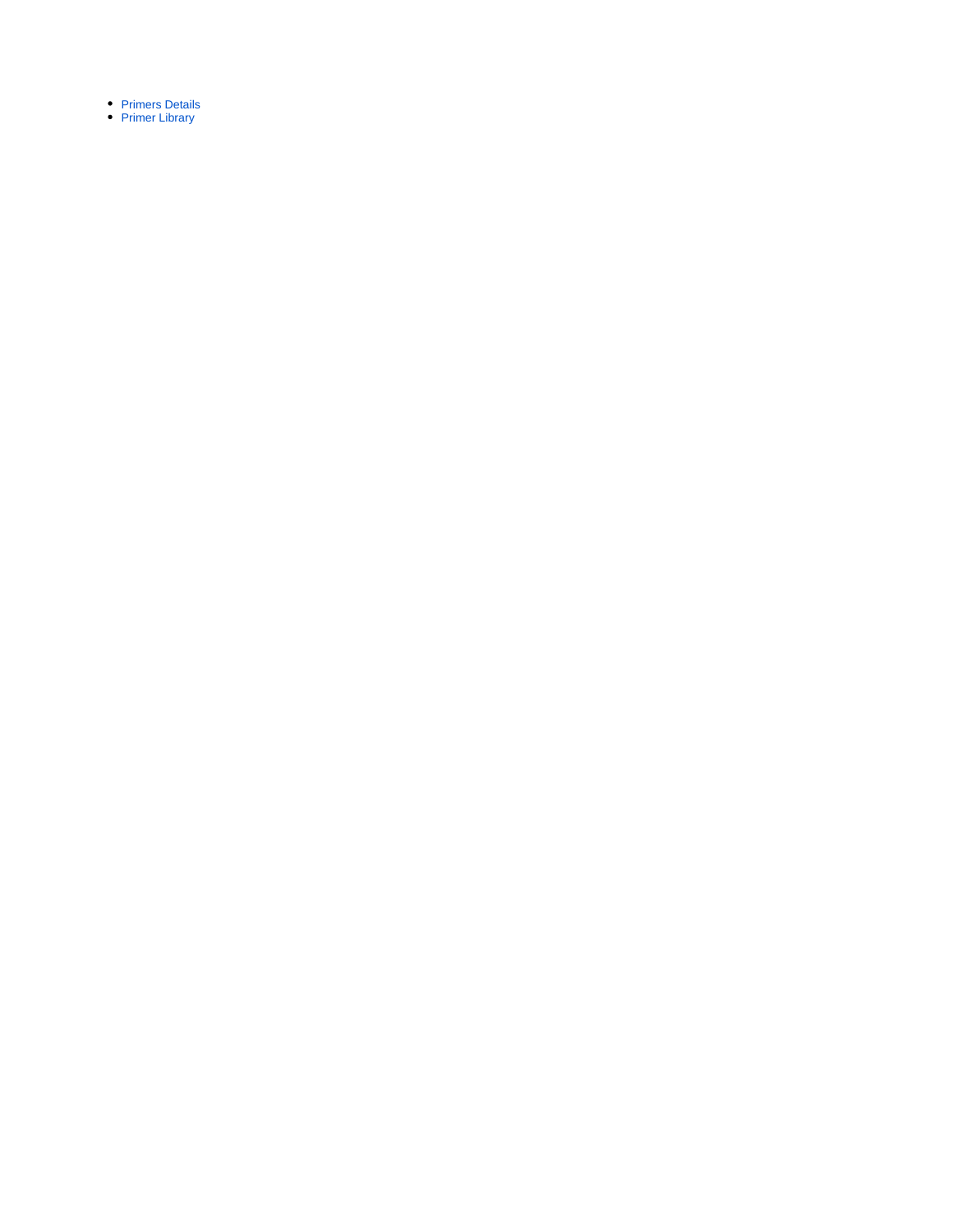- Primers Details
- Primer Library